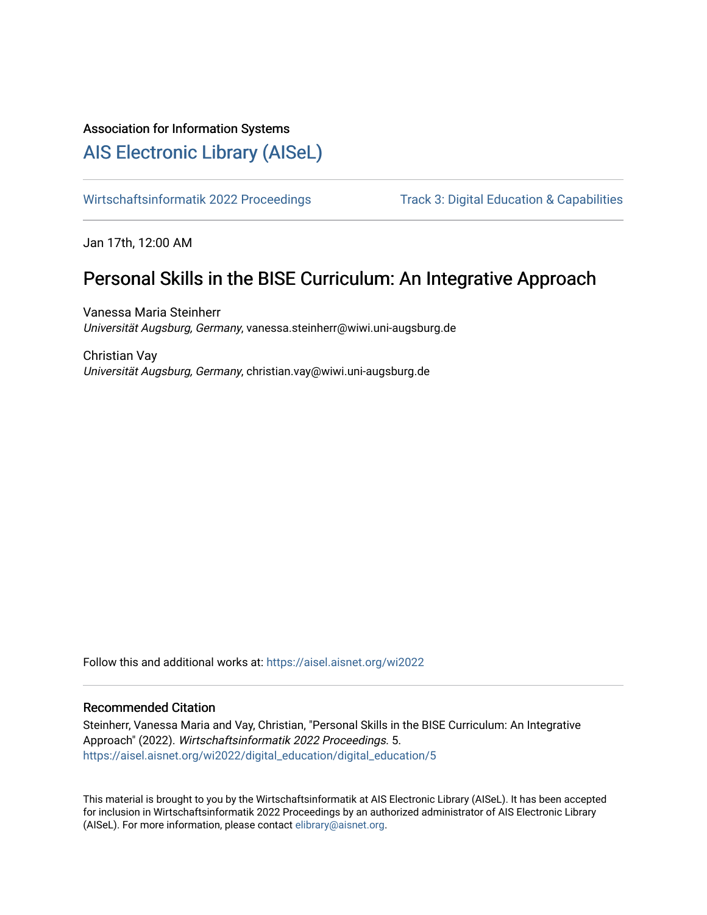Association for Information Systems

# AIS Electronic Library (AISeL)

Wirtschaftsinformatik 2022 Proceedings

Track 3: Digital Education & Capabilities

Jan 17th, 12:00 AM

## Personal Skills in the BISE Curriculum: An Integrative Approach

Vanessa Maria Steinherr
*Universität Augsburg, Germany*, vanessa.steinherr@wiwi.uni-augsburg.de

Christian Vay
*Universität Augsburg, Germany*, christian.vay@wiwi.uni-augsburg.de

Follow this and additional works at: https://aisel.aisnet.org/wi2022

### Recommended Citation

Steinherr, Vanessa Maria and Vay, Christian, "Personal Skills in the BISE Curriculum: An Integrative Approach" (2022). *Wirtschaftsinformatik 2022 Proceedings*. 5.
https://aisel.aisnet.org/wi2022/digital_education/digital_education/5

This material is brought to you by the Wirtschaftsinformatik at AIS Electronic Library (AISeL). It has been accepted for inclusion in Wirtschaftsinformatik 2022 Proceedings by an authorized administrator of AIS Electronic Library (AISeL). For more information, please contact elibrary@aisnet.org.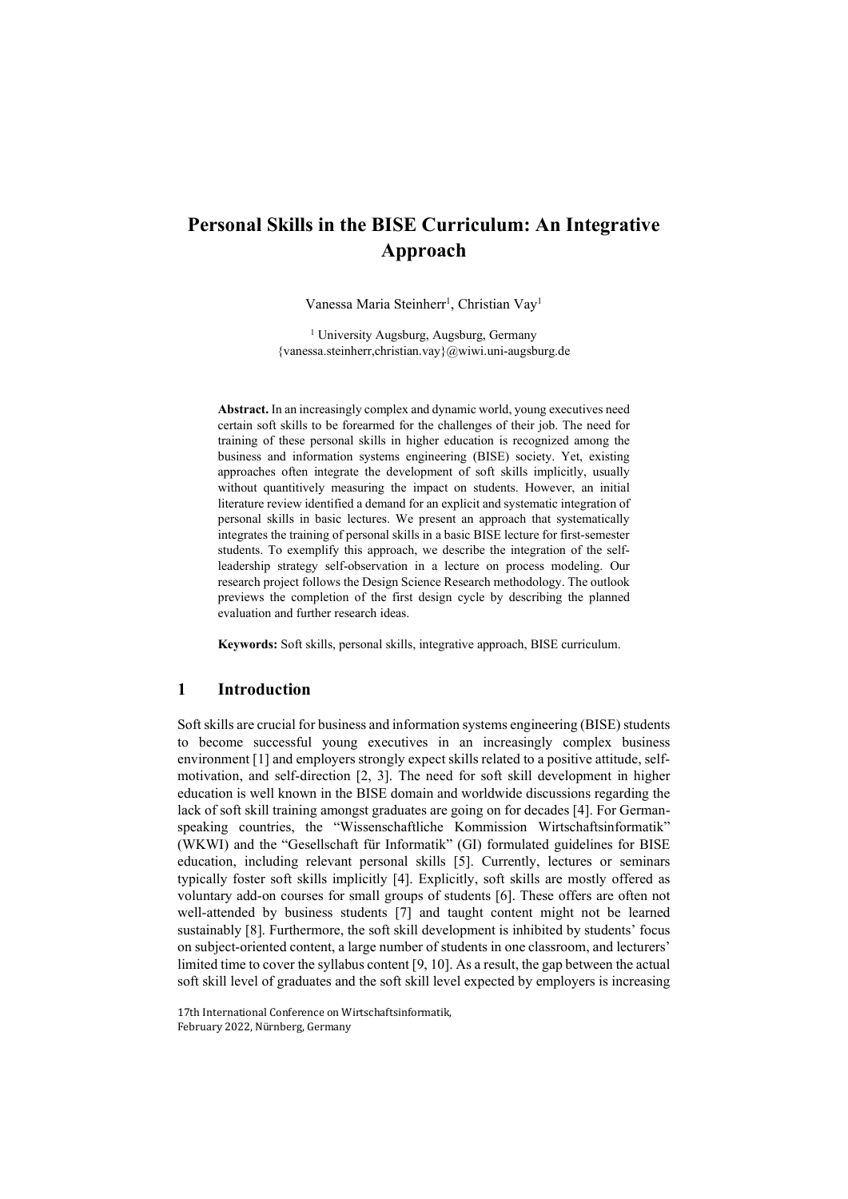# Personal Skills in the BISE Curriculum: An Integrative Approach

Vanessa Maria Steinherr[1], Christian Vay[1]

[1] University Augsburg, Augsburg, Germany
{vanessa.steinherr,christian.vay}@wiwi.uni-augsburg.de

**Abstract.** In an increasingly complex and dynamic world, young executives need certain soft skills to be forearmed for the challenges of their job. The need for training of these personal skills in higher education is recognized among the business and information systems engineering (BISE) society. Yet, existing approaches often integrate the development of soft skills implicitly, usually without quantitively measuring the impact on students. However, an initial literature review identified a demand for an explicit and systematic integration of personal skills in basic lectures. We present an approach that systematically integrates the training of personal skills in a basic BISE lecture for first-semester students. To exemplify this approach, we describe the integration of the self-leadership strategy self-observation in a lecture on process modeling. Our research project follows the Design Science Research methodology. The outlook previews the completion of the first design cycle by describing the planned evaluation and further research ideas.

**Keywords:** Soft skills, personal skills, integrative approach, BISE curriculum.

## 1 Introduction

Soft skills are crucial for business and information systems engineering (BISE) students to become successful young executives in an increasingly complex business environment [1] and employers strongly expect skills related to a positive attitude, self-motivation, and self-direction [2, 3]. The need for soft skill development in higher education is well known in the BISE domain and worldwide discussions regarding the lack of soft skill training amongst graduates are going on for decades [4]. For German-speaking countries, the "Wissenschaftliche Kommission Wirtschaftsinformatik" (WKWI) and the "Gesellschaft für Informatik" (GI) formulated guidelines for BISE education, including relevant personal skills [5]. Currently, lectures or seminars typically foster soft skills implicitly [4]. Explicitly, soft skills are mostly offered as voluntary add-on courses for small groups of students [6]. These offers are often not well-attended by business students [7] and taught content might not be learned sustainably [8]. Furthermore, the soft skill development is inhibited by students' focus on subject-oriented content, a large number of students in one classroom, and lecturers' limited time to cover the syllabus content [9, 10]. As a result, the gap between the actual soft skill level of graduates and the soft skill level expected by employers is increasing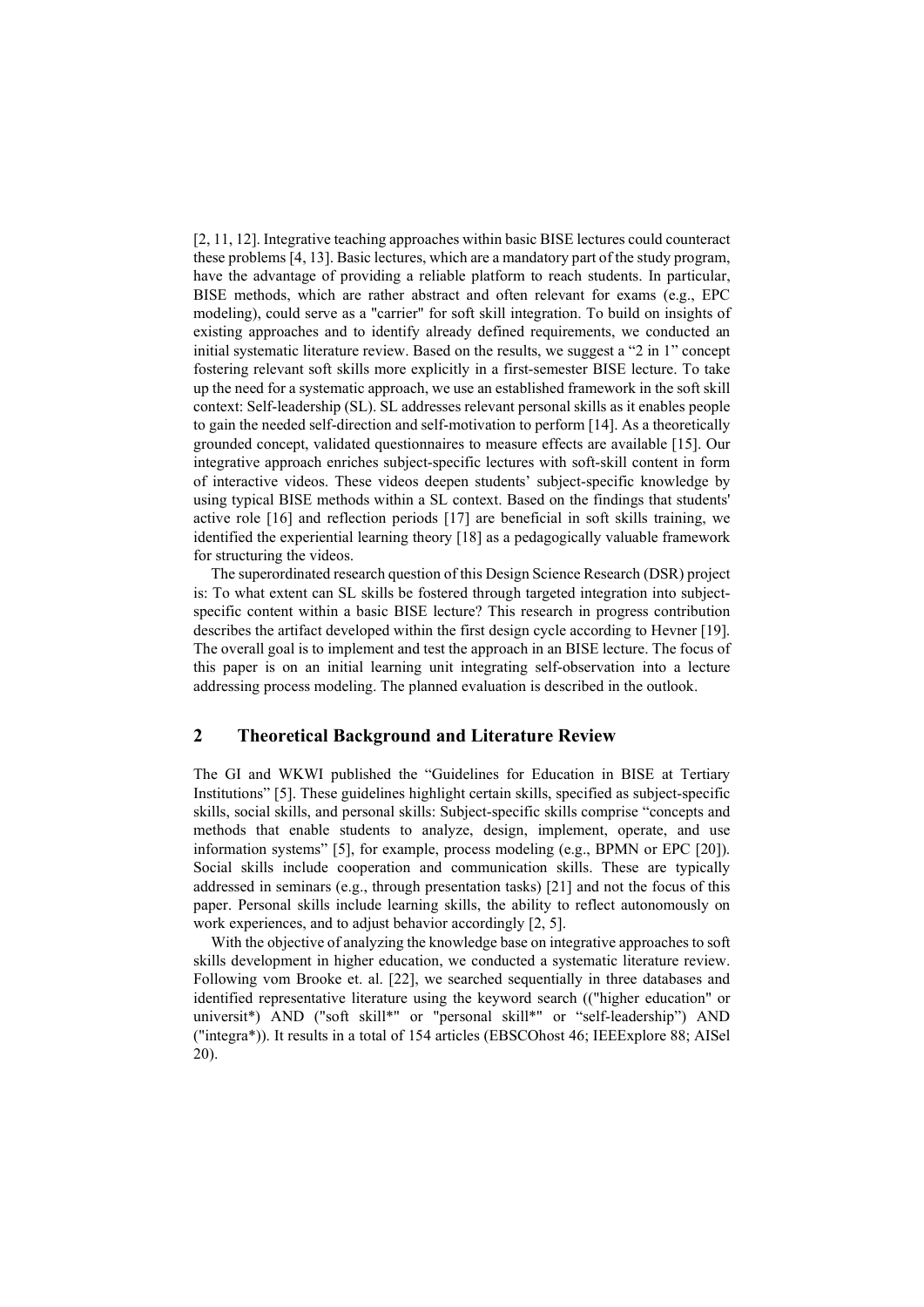[2, 11, 12]. Integrative teaching approaches within basic BISE lectures could counteract these problems [4, 13]. Basic lectures, which are a mandatory part of the study program, have the advantage of providing a reliable platform to reach students. In particular, BISE methods, which are rather abstract and often relevant for exams (e.g., EPC modeling), could serve as a "carrier" for soft skill integration. To build on insights of existing approaches and to identify already defined requirements, we conducted an initial systematic literature review. Based on the results, we suggest a "2 in 1" concept fostering relevant soft skills more explicitly in a first-semester BISE lecture. To take up the need for a systematic approach, we use an established framework in the soft skill context: Self-leadership (SL). SL addresses relevant personal skills as it enables people to gain the needed self-direction and self-motivation to perform [14]. As a theoretically grounded concept, validated questionnaires to measure effects are available [15]. Our integrative approach enriches subject-specific lectures with soft-skill content in form of interactive videos. These videos deepen students' subject-specific knowledge by using typical BISE methods within a SL context. Based on the findings that students' active role [16] and reflection periods [17] are beneficial in soft skills training, we identified the experiential learning theory [18] as a pedagogically valuable framework for structuring the videos.

The superordinated research question of this Design Science Research (DSR) project is: To what extent can SL skills be fostered through targeted integration into subject-specific content within a basic BISE lecture? This research in progress contribution describes the artifact developed within the first design cycle according to Hevner [19]. The overall goal is to implement and test the approach in an BISE lecture. The focus of this paper is on an initial learning unit integrating self-observation into a lecture addressing process modeling. The planned evaluation is described in the outlook.

## 2 Theoretical Background and Literature Review

The GI and WKWI published the "Guidelines for Education in BISE at Tertiary Institutions" [5]. These guidelines highlight certain skills, specified as subject-specific skills, social skills, and personal skills: Subject-specific skills comprise "concepts and methods that enable students to analyze, design, implement, operate, and use information systems" [5], for example, process modeling (e.g., BPMN or EPC [20]). Social skills include cooperation and communication skills. These are typically addressed in seminars (e.g., through presentation tasks) [21] and not the focus of this paper. Personal skills include learning skills, the ability to reflect autonomously on work experiences, and to adjust behavior accordingly [2, 5].

With the objective of analyzing the knowledge base on integrative approaches to soft skills development in higher education, we conducted a systematic literature review. Following vom Brooke et. al. [22], we searched sequentially in three databases and identified representative literature using the keyword search (("higher education" or universit*) AND ("soft skill*" or "personal skill*" or "self-leadership") AND ("integra*)). It results in a total of 154 articles (EBSCOhost 46; IEEExplore 88; AISel 20).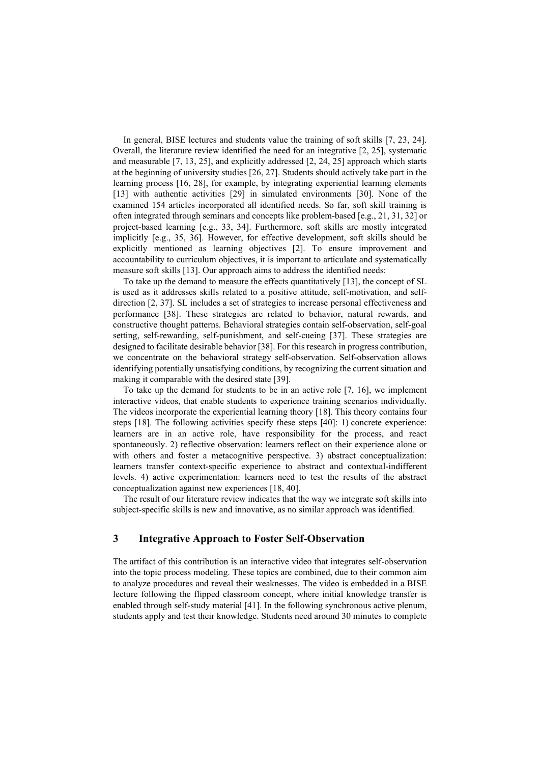In general, BISE lectures and students value the training of soft skills [7, 23, 24]. Overall, the literature review identified the need for an integrative [2, 25], systematic and measurable [7, 13, 25], and explicitly addressed [2, 24, 25] approach which starts at the beginning of university studies [26, 27]. Students should actively take part in the learning process [16, 28], for example, by integrating experiential learning elements [13] with authentic activities [29] in simulated environments [30]. None of the examined 154 articles incorporated all identified needs. So far, soft skill training is often integrated through seminars and concepts like problem-based [e.g., 21, 31, 32] or project-based learning [e.g., 33, 34]. Furthermore, soft skills are mostly integrated implicitly [e.g., 35, 36]. However, for effective development, soft skills should be explicitly mentioned as learning objectives [2]. To ensure improvement and accountability to curriculum objectives, it is important to articulate and systematically measure soft skills [13]. Our approach aims to address the identified needs:

To take up the demand to measure the effects quantitatively [13], the concept of SL is used as it addresses skills related to a positive attitude, self-motivation, and self-direction [2, 37]. SL includes a set of strategies to increase personal effectiveness and performance [38]. These strategies are related to behavior, natural rewards, and constructive thought patterns. Behavioral strategies contain self-observation, self-goal setting, self-rewarding, self-punishment, and self-cueing [37]. These strategies are designed to facilitate desirable behavior [38]. For this research in progress contribution, we concentrate on the behavioral strategy self-observation. Self-observation allows identifying potentially unsatisfying conditions, by recognizing the current situation and making it comparable with the desired state [39].

To take up the demand for students to be in an active role [7, 16], we implement interactive videos, that enable students to experience training scenarios individually. The videos incorporate the experiential learning theory [18]. This theory contains four steps [18]. The following activities specify these steps [40]: 1) concrete experience: learners are in an active role, have responsibility for the process, and react spontaneously. 2) reflective observation: learners reflect on their experience alone or with others and foster a metacognitive perspective. 3) abstract conceptualization: learners transfer context-specific experience to abstract and contextual-indifferent levels. 4) active experimentation: learners need to test the results of the abstract conceptualization against new experiences [18, 40].

The result of our literature review indicates that the way we integrate soft skills into subject-specific skills is new and innovative, as no similar approach was identified.

## 3 Integrative Approach to Foster Self-Observation

The artifact of this contribution is an interactive video that integrates self-observation into the topic process modeling. These topics are combined, due to their common aim to analyze procedures and reveal their weaknesses. The video is embedded in a BISE lecture following the flipped classroom concept, where initial knowledge transfer is enabled through self-study material [41]. In the following synchronous active plenum, students apply and test their knowledge. Students need around 30 minutes to complete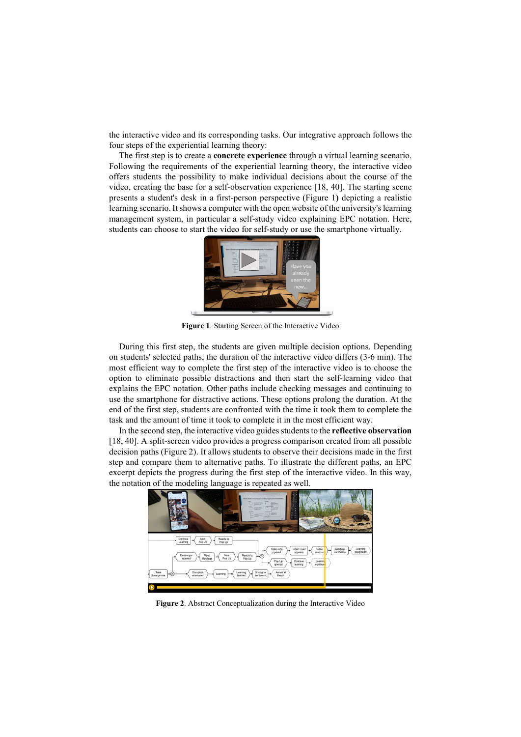the interactive video and its corresponding tasks. Our integrative approach follows the four steps of the experiential learning theory:

The first step is to create a **concrete experience** through a virtual learning scenario. Following the requirements of the experiential learning theory, the interactive video offers students the possibility to make individual decisions about the course of the video, creating the base for a self-observation experience [18, 40]. The starting scene presents a student's desk in a first-person perspective (Figure 1**)** depicting a realistic learning scenario. It shows a computer with the open website of the university's learning management system, in particular a self-study video explaining EPC notation. Here, students can choose to start the video for self-study or use the smartphone virtually.

**Figure 1**. Starting Screen of the Interactive Video

During this first step, the students are given multiple decision options. Depending on students' selected paths, the duration of the interactive video differs (3-6 min). The most efficient way to complete the first step of the interactive video is to choose the option to eliminate possible distractions and then start the self-learning video that explains the EPC notation. Other paths include checking messages and continuing to use the smartphone for distractive actions. These options prolong the duration. At the end of the first step, students are confronted with the time it took them to complete the task and the amount of time it took to complete it in the most efficient way.

In the second step, the interactive video guides students to the **reflective observation** [18, 40]. A split-screen video provides a progress comparison created from all possible decision paths (Figure 2). It allows students to observe their decisions made in the first step and compare them to alternative paths. To illustrate the different paths, an EPC excerpt depicts the progress during the first step of the interactive video. In this way, the notation of the modeling language is repeated as well.

**Figure 2**. Abstract Conceptualization during the Interactive Video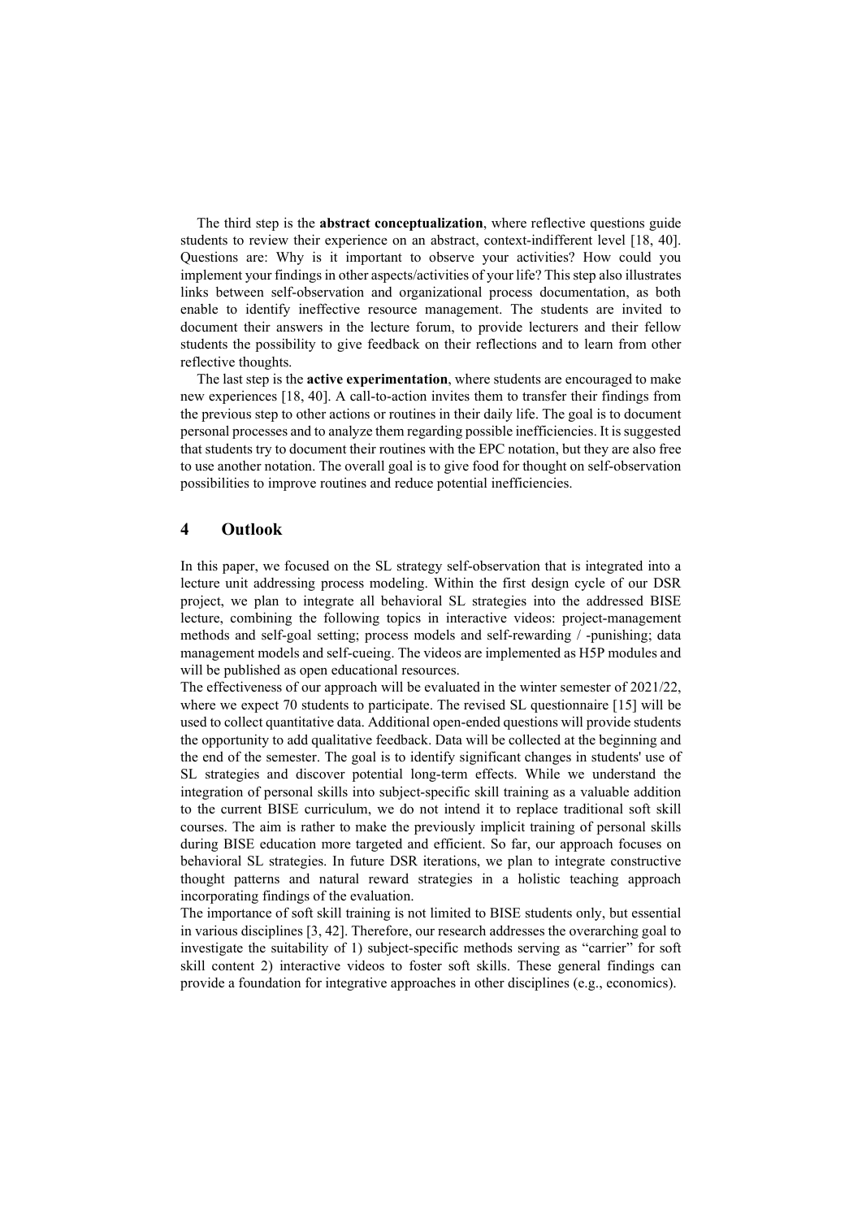The third step is the **abstract conceptualization**, where reflective questions guide students to review their experience on an abstract, context-indifferent level [18, 40]. Questions are: Why is it important to observe your activities? How could you implement your findings in other aspects/activities of your life? This step also illustrates links between self-observation and organizational process documentation, as both enable to identify ineffective resource management. The students are invited to document their answers in the lecture forum, to provide lecturers and their fellow students the possibility to give feedback on their reflections and to learn from other reflective thoughts.

The last step is the **active experimentation**, where students are encouraged to make new experiences [18, 40]. A call-to-action invites them to transfer their findings from the previous step to other actions or routines in their daily life. The goal is to document personal processes and to analyze them regarding possible inefficiencies. It is suggested that students try to document their routines with the EPC notation, but they are also free to use another notation. The overall goal is to give food for thought on self-observation possibilities to improve routines and reduce potential inefficiencies.

## 4 Outlook

In this paper, we focused on the SL strategy self-observation that is integrated into a lecture unit addressing process modeling. Within the first design cycle of our DSR project, we plan to integrate all behavioral SL strategies into the addressed BISE lecture, combining the following topics in interactive videos: project-management methods and self-goal setting; process models and self-rewarding / -punishing; data management models and self-cueing. The videos are implemented as H5P modules and will be published as open educational resources.

The effectiveness of our approach will be evaluated in the winter semester of 2021/22, where we expect 70 students to participate. The revised SL questionnaire [15] will be used to collect quantitative data. Additional open-ended questions will provide students the opportunity to add qualitative feedback. Data will be collected at the beginning and the end of the semester. The goal is to identify significant changes in students' use of SL strategies and discover potential long-term effects. While we understand the integration of personal skills into subject-specific skill training as a valuable addition to the current BISE curriculum, we do not intend it to replace traditional soft skill courses. The aim is rather to make the previously implicit training of personal skills during BISE education more targeted and efficient. So far, our approach focuses on behavioral SL strategies. In future DSR iterations, we plan to integrate constructive thought patterns and natural reward strategies in a holistic teaching approach incorporating findings of the evaluation.

The importance of soft skill training is not limited to BISE students only, but essential in various disciplines [3, 42]. Therefore, our research addresses the overarching goal to investigate the suitability of 1) subject-specific methods serving as "carrier" for soft skill content 2) interactive videos to foster soft skills. These general findings can provide a foundation for integrative approaches in other disciplines (e.g., economics).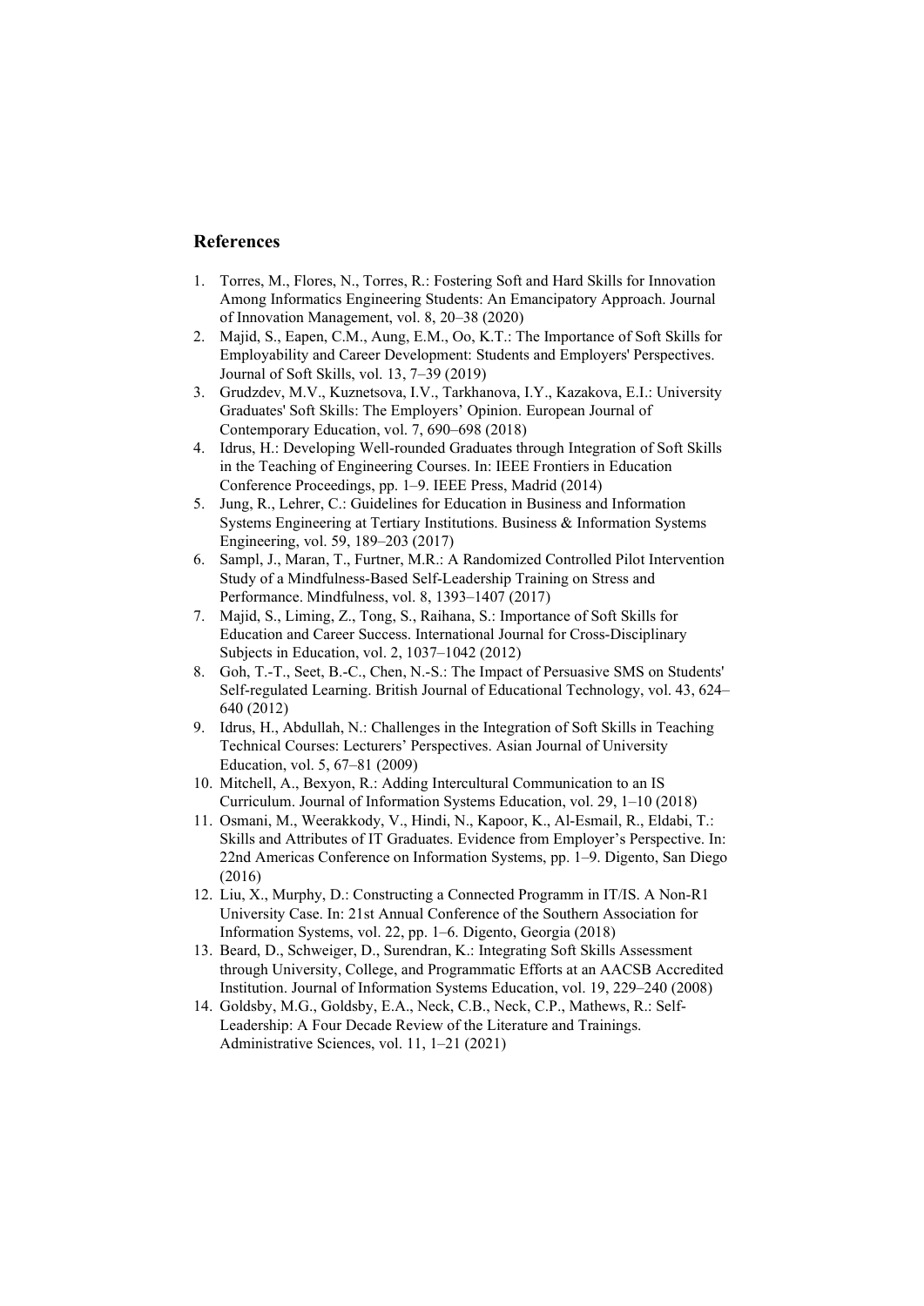## References

1. Torres, M., Flores, N., Torres, R.: Fostering Soft and Hard Skills for Innovation Among Informatics Engineering Students: An Emancipatory Approach. Journal of Innovation Management, vol. 8, 20–38 (2020)
2. Majid, S., Eapen, C.M., Aung, E.M., Oo, K.T.: The Importance of Soft Skills for Employability and Career Development: Students and Employers' Perspectives. Journal of Soft Skills, vol. 13, 7–39 (2019)
3. Grudzdev, M.V., Kuznetsova, I.V., Tarkhanova, I.Y., Kazakova, E.I.: University Graduates' Soft Skills: The Employers' Opinion. European Journal of Contemporary Education, vol. 7, 690–698 (2018)
4. Idrus, H.: Developing Well-rounded Graduates through Integration of Soft Skills in the Teaching of Engineering Courses. In: IEEE Frontiers in Education Conference Proceedings, pp. 1–9. IEEE Press, Madrid (2014)
5. Jung, R., Lehrer, C.: Guidelines for Education in Business and Information Systems Engineering at Tertiary Institutions. Business & Information Systems Engineering, vol. 59, 189–203 (2017)
6. Sampl, J., Maran, T., Furtner, M.R.: A Randomized Controlled Pilot Intervention Study of a Mindfulness-Based Self-Leadership Training on Stress and Performance. Mindfulness, vol. 8, 1393–1407 (2017)
7. Majid, S., Liming, Z., Tong, S., Raihana, S.: Importance of Soft Skills for Education and Career Success. International Journal for Cross-Disciplinary Subjects in Education, vol. 2, 1037–1042 (2012)
8. Goh, T.-T., Seet, B.-C., Chen, N.-S.: The Impact of Persuasive SMS on Students' Self-regulated Learning. British Journal of Educational Technology, vol. 43, 624–640 (2012)
9. Idrus, H., Abdullah, N.: Challenges in the Integration of Soft Skills in Teaching Technical Courses: Lecturers' Perspectives. Asian Journal of University Education, vol. 5, 67–81 (2009)
10. Mitchell, A., Bexyon, R.: Adding Intercultural Communication to an IS Curriculum. Journal of Information Systems Education, vol. 29, 1–10 (2018)
11. Osmani, M., Weerakkody, V., Hindi, N., Kapoor, K., Al-Esmail, R., Eldabi, T.: Skills and Attributes of IT Graduates. Evidence from Employer's Perspective. In: 22nd Americas Conference on Information Systems, pp. 1–9. Digento, San Diego (2016)
12. Liu, X., Murphy, D.: Constructing a Connected Programm in IT/IS. A Non-R1 University Case. In: 21st Annual Conference of the Southern Association for Information Systems, vol. 22, pp. 1–6. Digento, Georgia (2018)
13. Beard, D., Schweiger, D., Surendran, K.: Integrating Soft Skills Assessment through University, College, and Programmatic Efforts at an AACSB Accredited Institution. Journal of Information Systems Education, vol. 19, 229–240 (2008)
14. Goldsby, M.G., Goldsby, E.A., Neck, C.B., Neck, C.P., Mathews, R.: Self-Leadership: A Four Decade Review of the Literature and Trainings. Administrative Sciences, vol. 11, 1–21 (2021)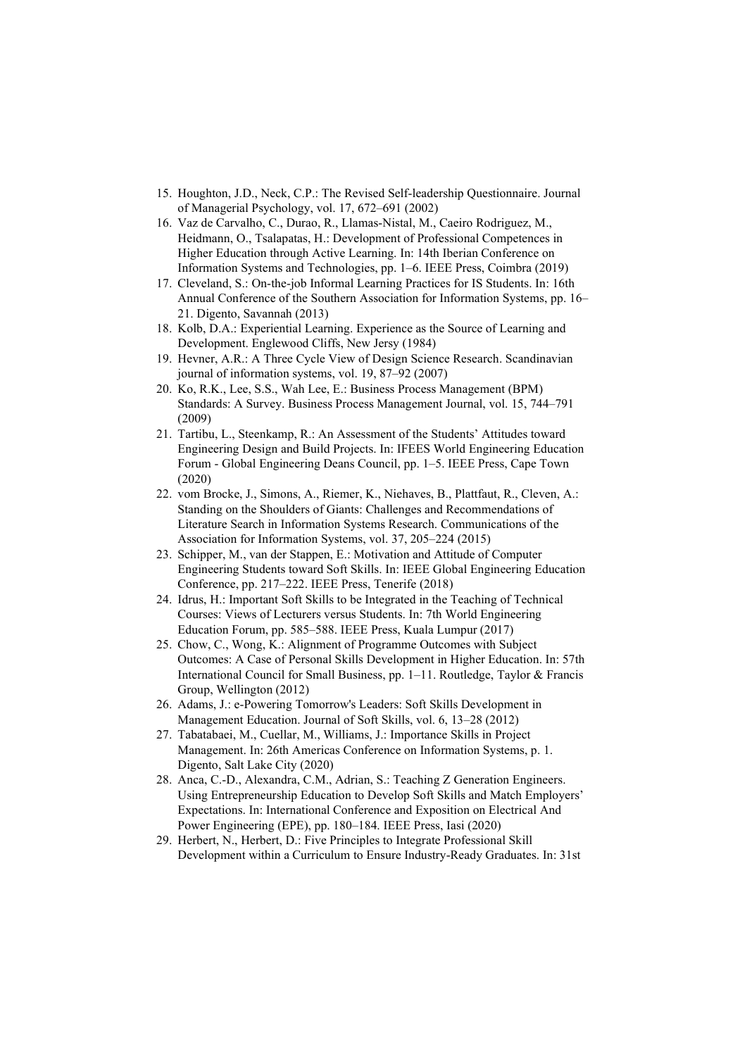15. Houghton, J.D., Neck, C.P.: The Revised Self-leadership Questionnaire. Journal of Managerial Psychology, vol. 17, 672–691 (2002)
16. Vaz de Carvalho, C., Durao, R., Llamas-Nistal, M., Caeiro Rodriguez, M., Heidmann, O., Tsalapatas, H.: Development of Professional Competences in Higher Education through Active Learning. In: 14th Iberian Conference on Information Systems and Technologies, pp. 1–6. IEEE Press, Coimbra (2019)
17. Cleveland, S.: On-the-job Informal Learning Practices for IS Students. In: 16th Annual Conference of the Southern Association for Information Systems, pp. 16–21. Digento, Savannah (2013)
18. Kolb, D.A.: Experiential Learning. Experience as the Source of Learning and Development. Englewood Cliffs, New Jersy (1984)
19. Hevner, A.R.: A Three Cycle View of Design Science Research. Scandinavian journal of information systems, vol. 19, 87–92 (2007)
20. Ko, R.K., Lee, S.S., Wah Lee, E.: Business Process Management (BPM) Standards: A Survey. Business Process Management Journal, vol. 15, 744–791 (2009)
21. Tartibu, L., Steenkamp, R.: An Assessment of the Students' Attitudes toward Engineering Design and Build Projects. In: IFEES World Engineering Education Forum - Global Engineering Deans Council, pp. 1–5. IEEE Press, Cape Town (2020)
22. vom Brocke, J., Simons, A., Riemer, K., Niehaves, B., Plattfaut, R., Cleven, A.: Standing on the Shoulders of Giants: Challenges and Recommendations of Literature Search in Information Systems Research. Communications of the Association for Information Systems, vol. 37, 205–224 (2015)
23. Schipper, M., van der Stappen, E.: Motivation and Attitude of Computer Engineering Students toward Soft Skills. In: IEEE Global Engineering Education Conference, pp. 217–222. IEEE Press, Tenerife (2018)
24. Idrus, H.: Important Soft Skills to be Integrated in the Teaching of Technical Courses: Views of Lecturers versus Students. In: 7th World Engineering Education Forum, pp. 585–588. IEEE Press, Kuala Lumpur (2017)
25. Chow, C., Wong, K.: Alignment of Programme Outcomes with Subject Outcomes: A Case of Personal Skills Development in Higher Education. In: 57th International Council for Small Business, pp. 1–11. Routledge, Taylor & Francis Group, Wellington (2012)
26. Adams, J.: e-Powering Tomorrow's Leaders: Soft Skills Development in Management Education. Journal of Soft Skills, vol. 6, 13–28 (2012)
27. Tabatabaei, M., Cuellar, M., Williams, J.: Importance Skills in Project Management. In: 26th Americas Conference on Information Systems, p. 1. Digento, Salt Lake City (2020)
28. Anca, C.-D., Alexandra, C.M., Adrian, S.: Teaching Z Generation Engineers. Using Entrepreneurship Education to Develop Soft Skills and Match Employers' Expectations. In: International Conference and Exposition on Electrical And Power Engineering (EPE), pp. 180–184. IEEE Press, Iasi (2020)
29. Herbert, N., Herbert, D.: Five Principles to Integrate Professional Skill Development within a Curriculum to Ensure Industry-Ready Graduates. In: 31st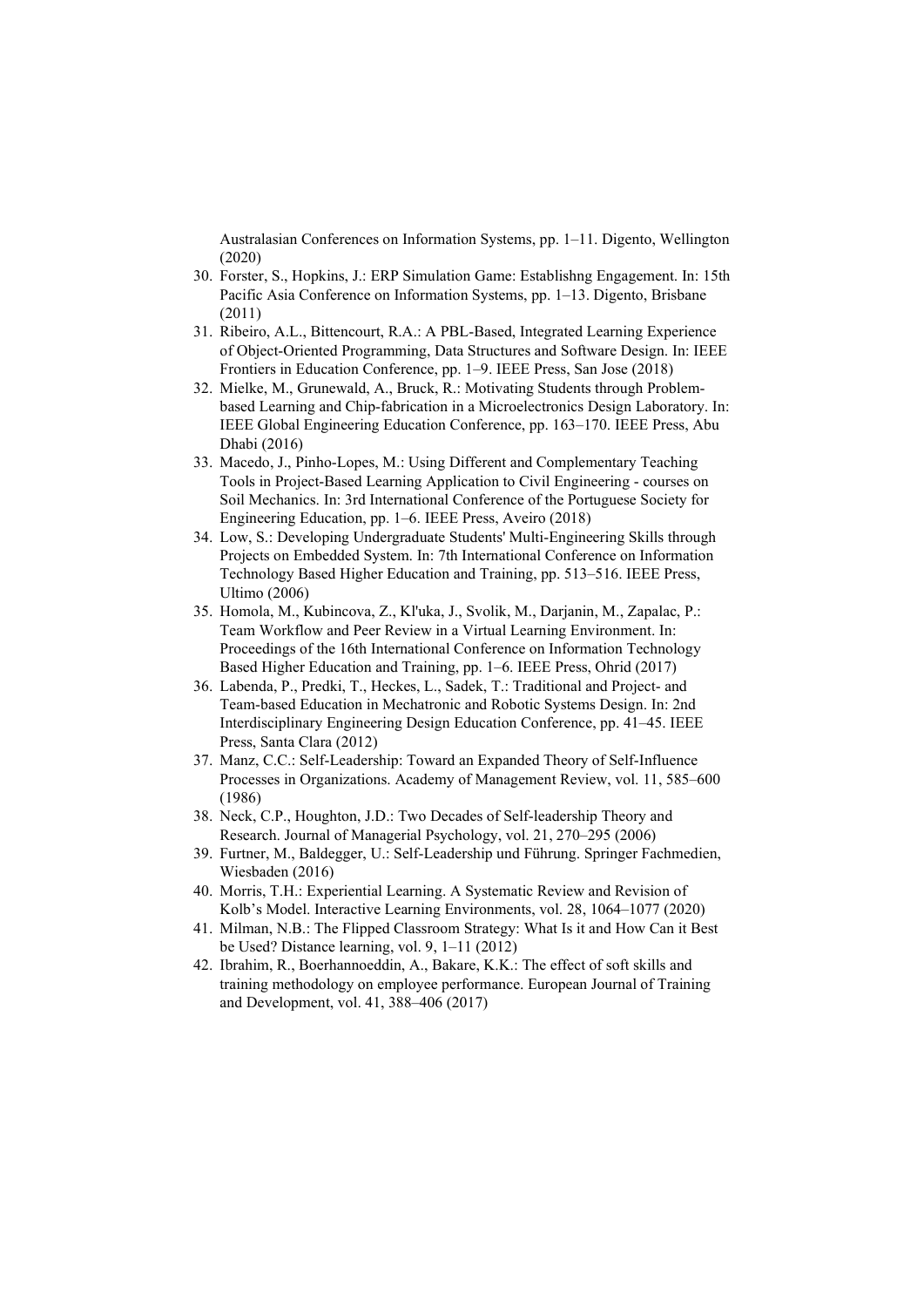Australasian Conferences on Information Systems, pp. 1–11. Digento, Wellington (2020)

30. Forster, S., Hopkins, J.: ERP Simulation Game: Establishng Engagement. In: 15th Pacific Asia Conference on Information Systems, pp. 1–13. Digento, Brisbane (2011)
31. Ribeiro, A.L., Bittencourt, R.A.: A PBL-Based, Integrated Learning Experience of Object-Oriented Programming, Data Structures and Software Design. In: IEEE Frontiers in Education Conference, pp. 1–9. IEEE Press, San Jose (2018)
32. Mielke, M., Grunewald, A., Bruck, R.: Motivating Students through Problem-based Learning and Chip-fabrication in a Microelectronics Design Laboratory. In: IEEE Global Engineering Education Conference, pp. 163–170. IEEE Press, Abu Dhabi (2016)
33. Macedo, J., Pinho-Lopes, M.: Using Different and Complementary Teaching Tools in Project-Based Learning Application to Civil Engineering - courses on Soil Mechanics. In: 3rd International Conference of the Portuguese Society for Engineering Education, pp. 1–6. IEEE Press, Aveiro (2018)
34. Low, S.: Developing Undergraduate Students' Multi-Engineering Skills through Projects on Embedded System. In: 7th International Conference on Information Technology Based Higher Education and Training, pp. 513–516. IEEE Press, Ultimo (2006)
35. Homola, M., Kubincova, Z., Kl'uka, J., Svolik, M., Darjanin, M., Zapalac, P.: Team Workflow and Peer Review in a Virtual Learning Environment. In: Proceedings of the 16th International Conference on Information Technology Based Higher Education and Training, pp. 1–6. IEEE Press, Ohrid (2017)
36. Labenda, P., Predki, T., Heckes, L., Sadek, T.: Traditional and Project- and Team-based Education in Mechatronic and Robotic Systems Design. In: 2nd Interdisciplinary Engineering Design Education Conference, pp. 41–45. IEEE Press, Santa Clara (2012)
37. Manz, C.C.: Self-Leadership: Toward an Expanded Theory of Self-Influence Processes in Organizations. Academy of Management Review, vol. 11, 585–600 (1986)
38. Neck, C.P., Houghton, J.D.: Two Decades of Self-leadership Theory and Research. Journal of Managerial Psychology, vol. 21, 270–295 (2006)
39. Furtner, M., Baldegger, U.: Self-Leadership und Führung. Springer Fachmedien, Wiesbaden (2016)
40. Morris, T.H.: Experiential Learning. A Systematic Review and Revision of Kolb's Model. Interactive Learning Environments, vol. 28, 1064–1077 (2020)
41. Milman, N.B.: The Flipped Classroom Strategy: What Is it and How Can it Best be Used? Distance learning, vol. 9, 1–11 (2012)
42. Ibrahim, R., Boerhannoeddin, A., Bakare, K.K.: The effect of soft skills and training methodology on employee performance. European Journal of Training and Development, vol. 41, 388–406 (2017)